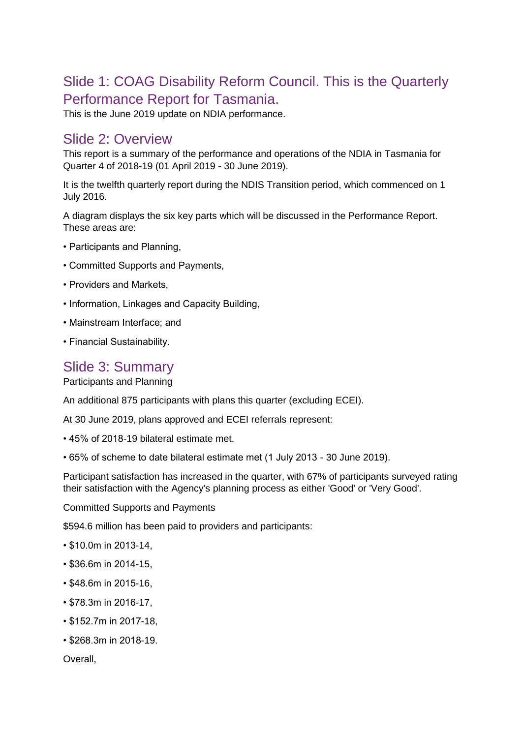## Slide 1: COAG Disability Reform Council. This is the Quarterly Performance Report for Tasmania.

This is the June 2019 update on NDIA performance.

## Slide 2: Overview

This report is a summary of the performance and operations of the NDIA in Tasmania for Quarter 4 of 2018-19 (01 April 2019 - 30 June 2019).

It is the twelfth quarterly report during the NDIS Transition period, which commenced on 1 July 2016.

A diagram displays the six key parts which will be discussed in the Performance Report. These areas are:

• Participants and Planning,

• Committed Supports and Payments,

• Providers and Markets,

• Information, Linkages and Capacity Building,

• Mainstream Interface; and

• Financial Sustainability.

## Slide 3: Summary

Participants and Planning

An additional 875 participants with plans this quarter (excluding ECEI).

At 30 June 2019, plans approved and ECEI referrals represent:

• 45% of 2018-19 bilateral estimate met.

• 65% of scheme to date bilateral estimate met (1 July 2013 - 30 June 2019).

Participant satisfaction has increased in the quarter, with 67% of participants surveyed rating their satisfaction with the Agency's planning process as either 'Good' or 'Very Good'.

Committed Supports and Payments

$594.6 million has been paid to providers and participants:

• $10.0m in 2013-14,

• $36.6m in 2014-15,

• $48.6m in 2015-16,

• $78.3m in 2016-17,

• $152.7m in 2017-18,

• $268.3m in 2018-19.

Overall,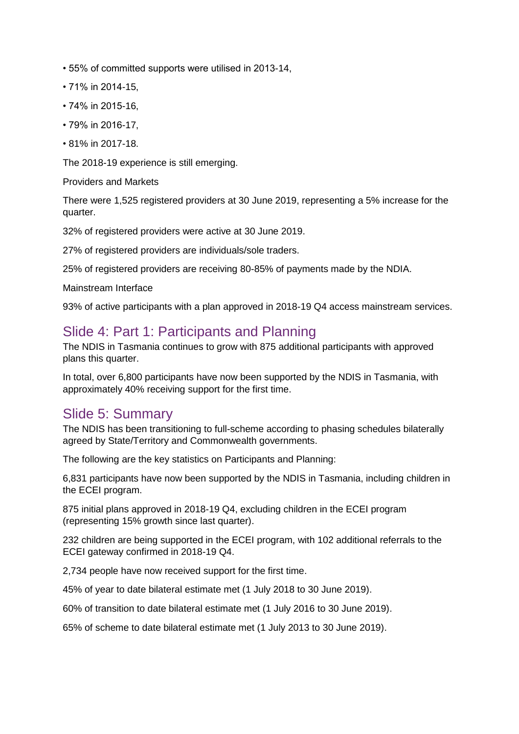- 55% of committed supports were utilised in 2013-14,
- 71% in 2014-15,
- 74% in 2015-16,
- 79% in 2016-17,
- 81% in 2017-18.

The 2018-19 experience is still emerging.

Providers and Markets

There were 1,525 registered providers at 30 June 2019, representing a 5% increase for the quarter.

32% of registered providers were active at 30 June 2019.

27% of registered providers are individuals/sole traders.

25% of registered providers are receiving 80-85% of payments made by the NDIA.

Mainstream Interface

93% of active participants with a plan approved in 2018-19 Q4 access mainstream services.

## Slide 4: Part 1: Participants and Planning

The NDIS in Tasmania continues to grow with 875 additional participants with approved plans this quarter.

In total, over 6,800 participants have now been supported by the NDIS in Tasmania, with approximately 40% receiving support for the first time.

## Slide 5: Summary

The NDIS has been transitioning to full-scheme according to phasing schedules bilaterally agreed by State/Territory and Commonwealth governments.

The following are the key statistics on Participants and Planning:

6,831 participants have now been supported by the NDIS in Tasmania, including children in the ECEI program.

875 initial plans approved in 2018-19 Q4, excluding children in the ECEI program (representing 15% growth since last quarter).

232 children are being supported in the ECEI program, with 102 additional referrals to the ECEI gateway confirmed in 2018-19 Q4.

2,734 people have now received support for the first time.

45% of year to date bilateral estimate met (1 July 2018 to 30 June 2019).

60% of transition to date bilateral estimate met (1 July 2016 to 30 June 2019).

65% of scheme to date bilateral estimate met (1 July 2013 to 30 June 2019).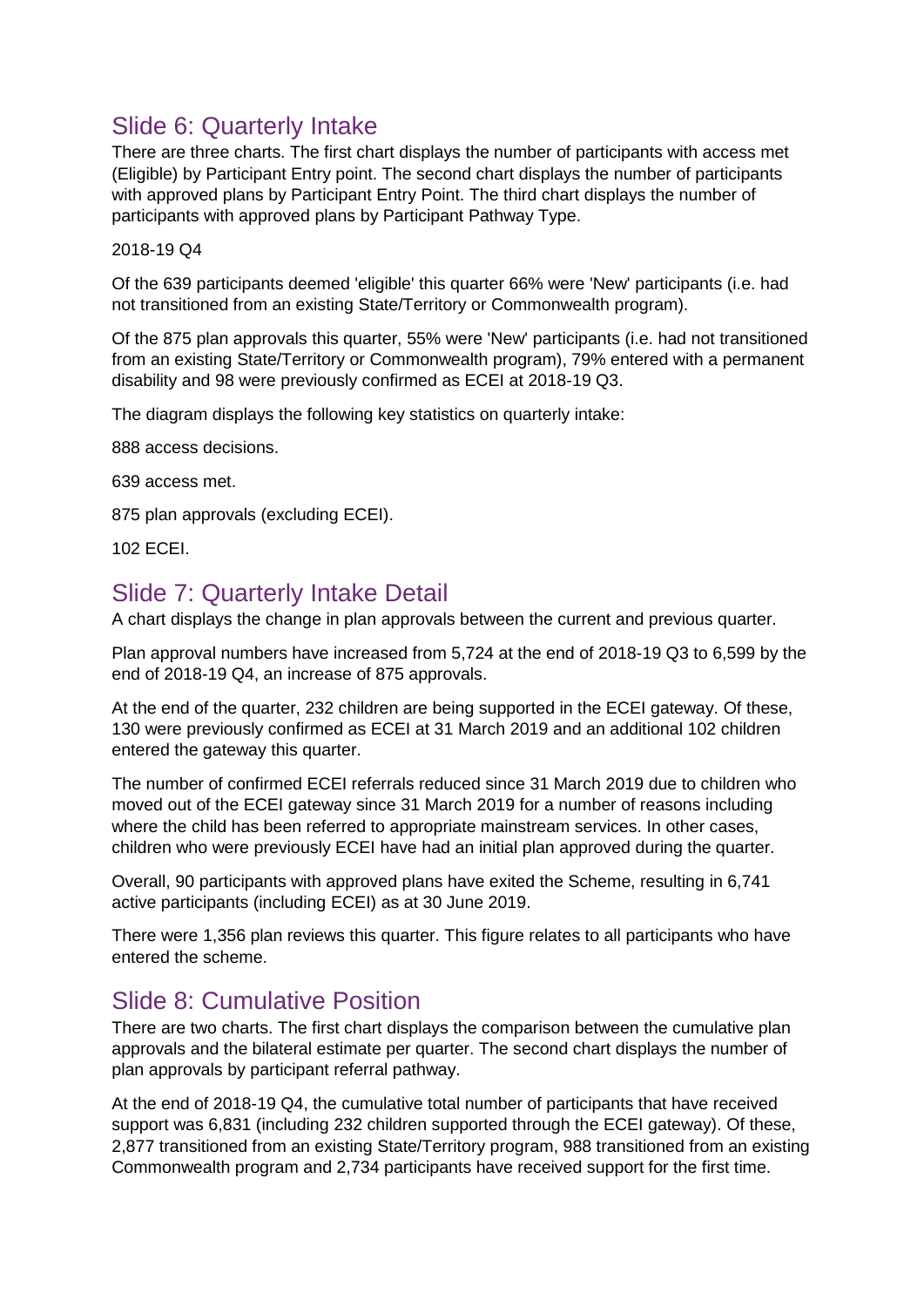## Slide 6: Quarterly Intake

There are three charts. The first chart displays the number of participants with access met (Eligible) by Participant Entry point. The second chart displays the number of participants with approved plans by Participant Entry Point. The third chart displays the number of participants with approved plans by Participant Pathway Type.

2018-19 Q4

Of the 639 participants deemed 'eligible' this quarter 66% were 'New' participants (i.e. had not transitioned from an existing State/Territory or Commonwealth program).

Of the 875 plan approvals this quarter, 55% were 'New' participants (i.e. had not transitioned from an existing State/Territory or Commonwealth program), 79% entered with a permanent disability and 98 were previously confirmed as ECEI at 2018-19 Q3.

The diagram displays the following key statistics on quarterly intake:

888 access decisions.

639 access met.

875 plan approvals (excluding ECEI).

102 ECEI.

## Slide 7: Quarterly Intake Detail

A chart displays the change in plan approvals between the current and previous quarter.

Plan approval numbers have increased from 5,724 at the end of 2018-19 Q3 to 6,599 by the end of 2018-19 Q4, an increase of 875 approvals.

At the end of the quarter, 232 children are being supported in the ECEI gateway. Of these, 130 were previously confirmed as ECEI at 31 March 2019 and an additional 102 children entered the gateway this quarter.

The number of confirmed ECEI referrals reduced since 31 March 2019 due to children who moved out of the ECEI gateway since 31 March 2019 for a number of reasons including where the child has been referred to appropriate mainstream services. In other cases, children who were previously ECEI have had an initial plan approved during the quarter.

Overall, 90 participants with approved plans have exited the Scheme, resulting in 6,741 active participants (including ECEI) as at 30 June 2019.

There were 1,356 plan reviews this quarter. This figure relates to all participants who have entered the scheme.

## Slide 8: Cumulative Position

There are two charts. The first chart displays the comparison between the cumulative plan approvals and the bilateral estimate per quarter. The second chart displays the number of plan approvals by participant referral pathway.

At the end of 2018-19 Q4, the cumulative total number of participants that have received support was 6,831 (including 232 children supported through the ECEI gateway). Of these, 2,877 transitioned from an existing State/Territory program, 988 transitioned from an existing Commonwealth program and 2,734 participants have received support for the first time.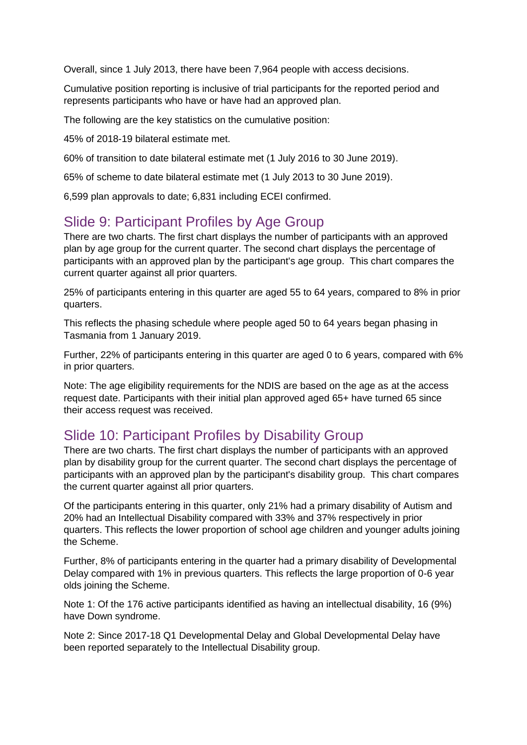Overall, since 1 July 2013, there have been 7,964 people with access decisions.

Cumulative position reporting is inclusive of trial participants for the reported period and represents participants who have or have had an approved plan.

The following are the key statistics on the cumulative position:

45% of 2018-19 bilateral estimate met.

60% of transition to date bilateral estimate met (1 July 2016 to 30 June 2019).

65% of scheme to date bilateral estimate met (1 July 2013 to 30 June 2019).

6,599 plan approvals to date; 6,831 including ECEI confirmed.

## Slide 9: Participant Profiles by Age Group

There are two charts. The first chart displays the number of participants with an approved plan by age group for the current quarter. The second chart displays the percentage of participants with an approved plan by the participant's age group. This chart compares the current quarter against all prior quarters.

25% of participants entering in this quarter are aged 55 to 64 years, compared to 8% in prior quarters.

This reflects the phasing schedule where people aged 50 to 64 years began phasing in Tasmania from 1 January 2019.

Further, 22% of participants entering in this quarter are aged 0 to 6 years, compared with 6% in prior quarters.

Note: The age eligibility requirements for the NDIS are based on the age as at the access request date. Participants with their initial plan approved aged 65+ have turned 65 since their access request was received.

## Slide 10: Participant Profiles by Disability Group

There are two charts. The first chart displays the number of participants with an approved plan by disability group for the current quarter. The second chart displays the percentage of participants with an approved plan by the participant's disability group. This chart compares the current quarter against all prior quarters.

Of the participants entering in this quarter, only 21% had a primary disability of Autism and 20% had an Intellectual Disability compared with 33% and 37% respectively in prior quarters. This reflects the lower proportion of school age children and younger adults joining the Scheme.

Further, 8% of participants entering in the quarter had a primary disability of Developmental Delay compared with 1% in previous quarters. This reflects the large proportion of 0-6 year olds joining the Scheme.

Note 1: Of the 176 active participants identified as having an intellectual disability, 16 (9%) have Down syndrome.

Note 2: Since 2017-18 Q1 Developmental Delay and Global Developmental Delay have been reported separately to the Intellectual Disability group.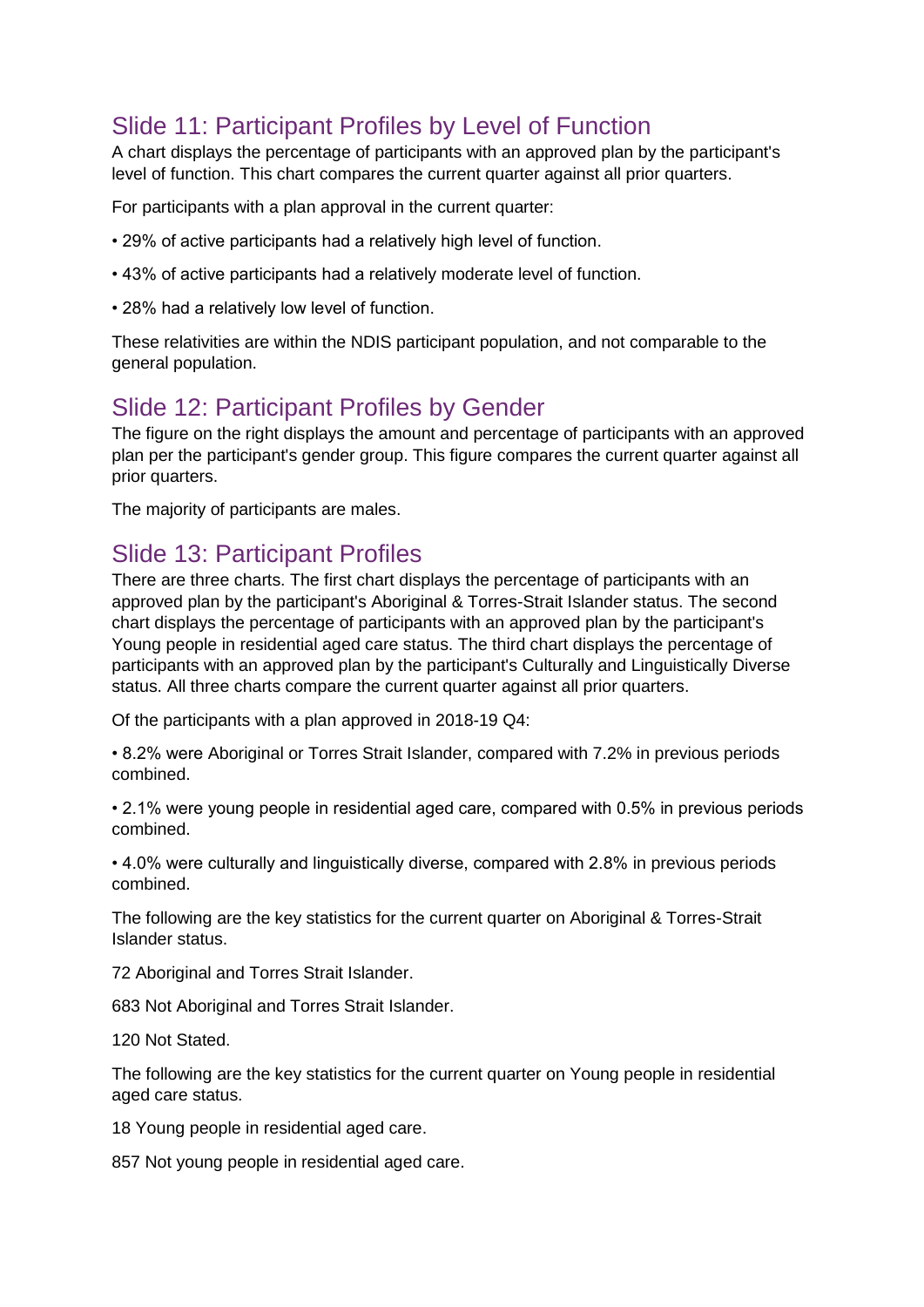## Slide 11: Participant Profiles by Level of Function

A chart displays the percentage of participants with an approved plan by the participant's level of function. This chart compares the current quarter against all prior quarters.

For participants with a plan approval in the current quarter:

- 29% of active participants had a relatively high level of function.
- 43% of active participants had a relatively moderate level of function.
- 28% had a relatively low level of function.

These relativities are within the NDIS participant population, and not comparable to the general population.

## Slide 12: Participant Profiles by Gender

The figure on the right displays the amount and percentage of participants with an approved plan per the participant's gender group. This figure compares the current quarter against all prior quarters.

The majority of participants are males.

## Slide 13: Participant Profiles

There are three charts. The first chart displays the percentage of participants with an approved plan by the participant's Aboriginal & Torres-Strait Islander status. The second chart displays the percentage of participants with an approved plan by the participant's Young people in residential aged care status. The third chart displays the percentage of participants with an approved plan by the participant's Culturally and Linguistically Diverse status. All three charts compare the current quarter against all prior quarters.

Of the participants with a plan approved in 2018-19 Q4:

- 8.2% were Aboriginal or Torres Strait Islander, compared with 7.2% in previous periods combined.
- 2.1% were young people in residential aged care, compared with 0.5% in previous periods combined.
- 4.0% were culturally and linguistically diverse, compared with 2.8% in previous periods combined.

The following are the key statistics for the current quarter on Aboriginal & Torres-Strait Islander status.

72 Aboriginal and Torres Strait Islander.

683 Not Aboriginal and Torres Strait Islander.

120 Not Stated.

The following are the key statistics for the current quarter on Young people in residential aged care status.

18 Young people in residential aged care.

857 Not young people in residential aged care.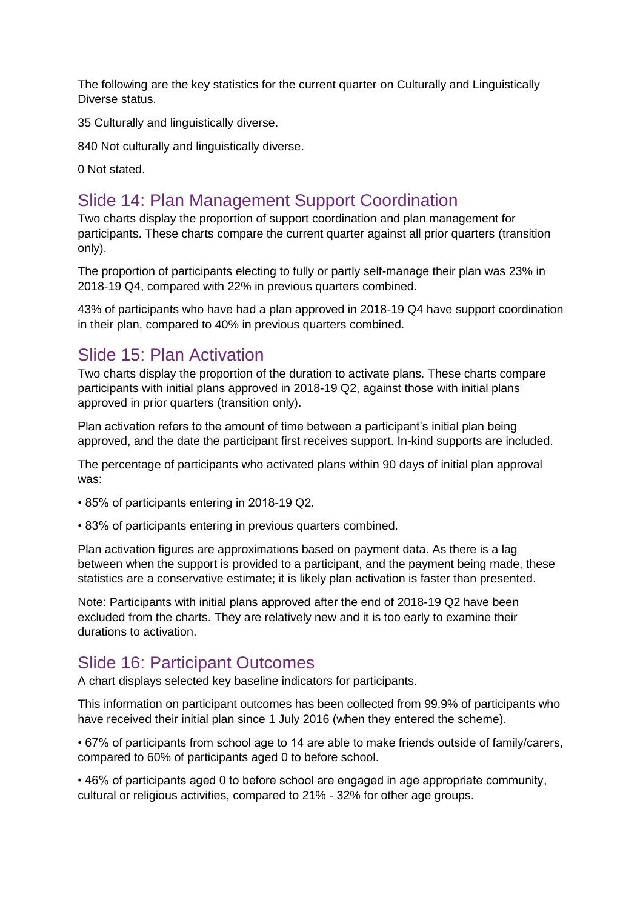The following are the key statistics for the current quarter on Culturally and Linguistically Diverse status.

35 Culturally and linguistically diverse.

840 Not culturally and linguistically diverse.

0 Not stated.

## Slide 14: Plan Management Support Coordination

Two charts display the proportion of support coordination and plan management for participants. These charts compare the current quarter against all prior quarters (transition only).

The proportion of participants electing to fully or partly self-manage their plan was 23% in 2018-19 Q4, compared with 22% in previous quarters combined.

43% of participants who have had a plan approved in 2018-19 Q4 have support coordination in their plan, compared to 40% in previous quarters combined.

## Slide 15: Plan Activation

Two charts display the proportion of the duration to activate plans. These charts compare participants with initial plans approved in 2018-19 Q2, against those with initial plans approved in prior quarters (transition only).

Plan activation refers to the amount of time between a participant's initial plan being approved, and the date the participant first receives support. In-kind supports are included.

The percentage of participants who activated plans within 90 days of initial plan approval was:

- 85% of participants entering in 2018-19 Q2.
- 83% of participants entering in previous quarters combined.

Plan activation figures are approximations based on payment data. As there is a lag between when the support is provided to a participant, and the payment being made, these statistics are a conservative estimate; it is likely plan activation is faster than presented.

Note: Participants with initial plans approved after the end of 2018-19 Q2 have been excluded from the charts. They are relatively new and it is too early to examine their durations to activation.

## Slide 16: Participant Outcomes

A chart displays selected key baseline indicators for participants.

This information on participant outcomes has been collected from 99.9% of participants who have received their initial plan since 1 July 2016 (when they entered the scheme).

- 67% of participants from school age to 14 are able to make friends outside of family/carers, compared to 60% of participants aged 0 to before school.
- 46% of participants aged 0 to before school are engaged in age appropriate community, cultural or religious activities, compared to 21% - 32% for other age groups.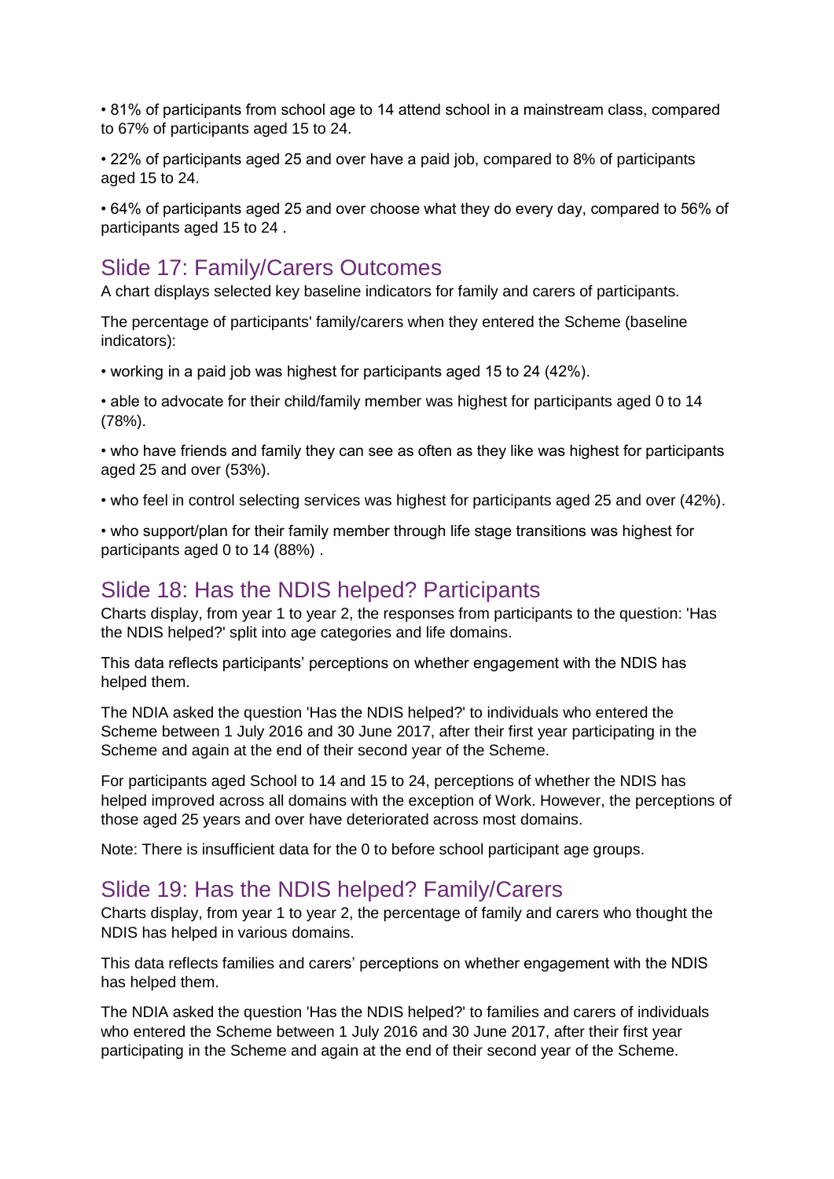- 81% of participants from school age to 14 attend school in a mainstream class, compared to 67% of participants aged 15 to 24.
- 22% of participants aged 25 and over have a paid job, compared to 8% of participants aged 15 to 24.
- 64% of participants aged 25 and over choose what they do every day, compared to 56% of participants aged 15 to 24 .

## Slide 17: Family/Carers Outcomes

A chart displays selected key baseline indicators for family and carers of participants.

The percentage of participants' family/carers when they entered the Scheme (baseline indicators):

- working in a paid job was highest for participants aged 15 to 24 (42%).
- able to advocate for their child/family member was highest for participants aged 0 to 14 (78%).
- who have friends and family they can see as often as they like was highest for participants aged 25 and over (53%).
- who feel in control selecting services was highest for participants aged 25 and over (42%).
- who support/plan for their family member through life stage transitions was highest for participants aged 0 to 14 (88%) .

## Slide 18: Has the NDIS helped? Participants

Charts display, from year 1 to year 2, the responses from participants to the question: 'Has the NDIS helped?' split into age categories and life domains.

This data reflects participants' perceptions on whether engagement with the NDIS has helped them.

The NDIA asked the question 'Has the NDIS helped?' to individuals who entered the Scheme between 1 July 2016 and 30 June 2017, after their first year participating in the Scheme and again at the end of their second year of the Scheme.

For participants aged School to 14 and 15 to 24, perceptions of whether the NDIS has helped improved across all domains with the exception of Work. However, the perceptions of those aged 25 years and over have deteriorated across most domains.

Note: There is insufficient data for the 0 to before school participant age groups.

## Slide 19: Has the NDIS helped? Family/Carers

Charts display, from year 1 to year 2, the percentage of family and carers who thought the NDIS has helped in various domains.

This data reflects families and carers' perceptions on whether engagement with the NDIS has helped them.

The NDIA asked the question 'Has the NDIS helped?' to families and carers of individuals who entered the Scheme between 1 July 2016 and 30 June 2017, after their first year participating in the Scheme and again at the end of their second year of the Scheme.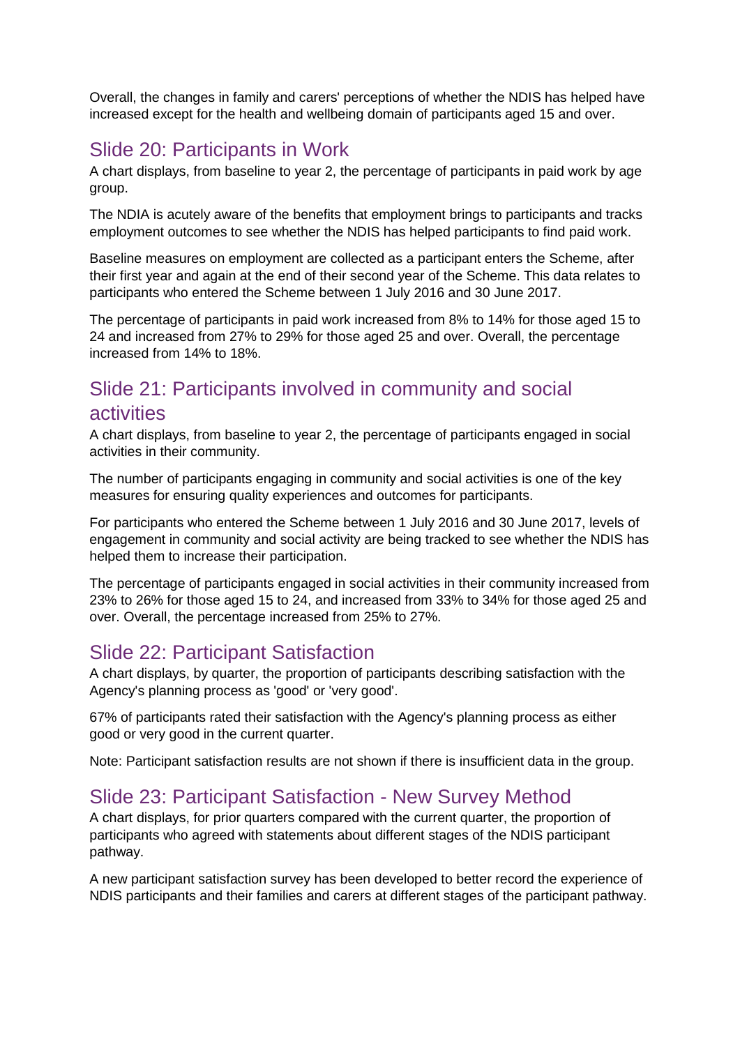Overall, the changes in family and carers' perceptions of whether the NDIS has helped have increased except for the health and wellbeing domain of participants aged 15 and over.

## Slide 20: Participants in Work

A chart displays, from baseline to year 2, the percentage of participants in paid work by age group.

The NDIA is acutely aware of the benefits that employment brings to participants and tracks employment outcomes to see whether the NDIS has helped participants to find paid work.

Baseline measures on employment are collected as a participant enters the Scheme, after their first year and again at the end of their second year of the Scheme. This data relates to participants who entered the Scheme between 1 July 2016 and 30 June 2017.

The percentage of participants in paid work increased from 8% to 14% for those aged 15 to 24 and increased from 27% to 29% for those aged 25 and over. Overall, the percentage increased from 14% to 18%.

## Slide 21: Participants involved in community and social activities

A chart displays, from baseline to year 2, the percentage of participants engaged in social activities in their community.

The number of participants engaging in community and social activities is one of the key measures for ensuring quality experiences and outcomes for participants.

For participants who entered the Scheme between 1 July 2016 and 30 June 2017, levels of engagement in community and social activity are being tracked to see whether the NDIS has helped them to increase their participation.

The percentage of participants engaged in social activities in their community increased from 23% to 26% for those aged 15 to 24, and increased from 33% to 34% for those aged 25 and over. Overall, the percentage increased from 25% to 27%.

## Slide 22: Participant Satisfaction

A chart displays, by quarter, the proportion of participants describing satisfaction with the Agency's planning process as 'good' or 'very good'.

67% of participants rated their satisfaction with the Agency's planning process as either good or very good in the current quarter.

Note: Participant satisfaction results are not shown if there is insufficient data in the group.

## Slide 23: Participant Satisfaction - New Survey Method

A chart displays, for prior quarters compared with the current quarter, the proportion of participants who agreed with statements about different stages of the NDIS participant pathway.

A new participant satisfaction survey has been developed to better record the experience of NDIS participants and their families and carers at different stages of the participant pathway.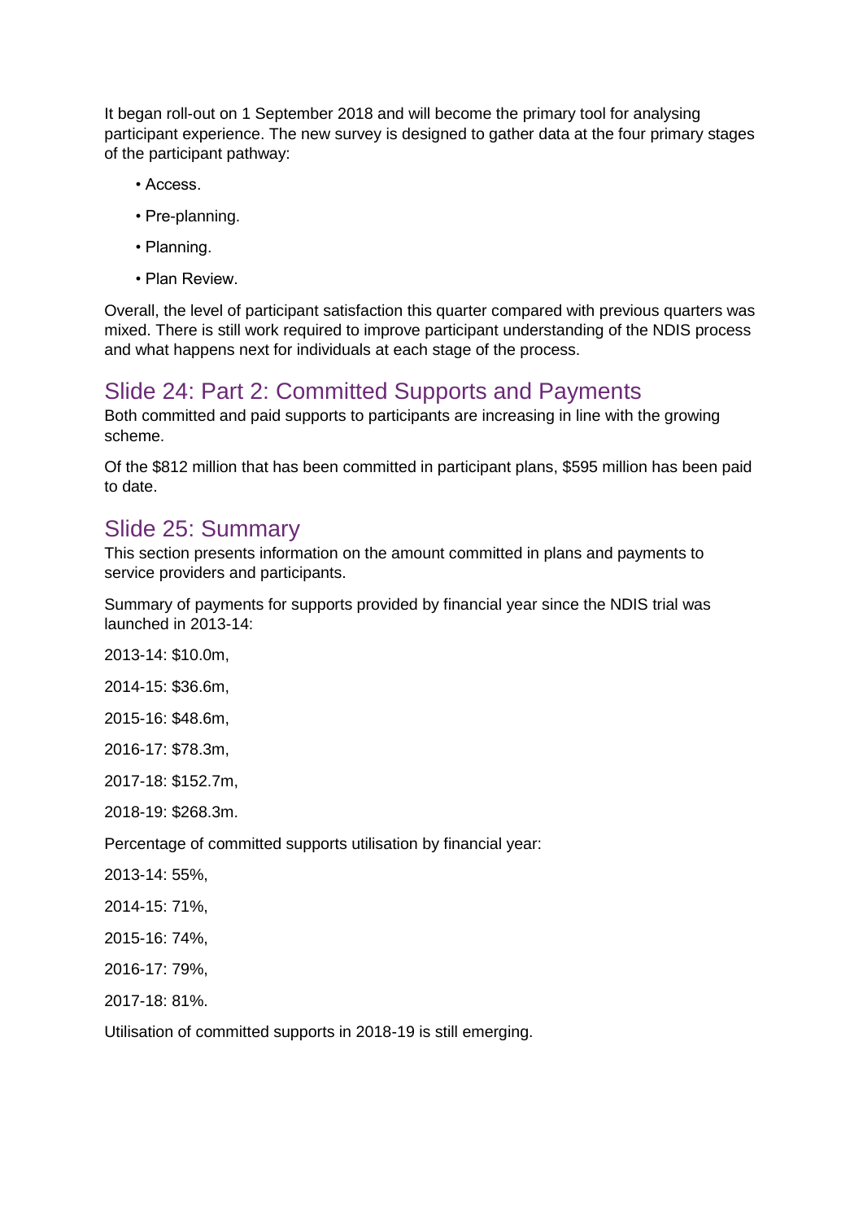It began roll-out on 1 September 2018 and will become the primary tool for analysing participant experience. The new survey is designed to gather data at the four primary stages of the participant pathway:

- Access.
- Pre-planning.
- Planning.
- Plan Review.

Overall, the level of participant satisfaction this quarter compared with previous quarters was mixed. There is still work required to improve participant understanding of the NDIS process and what happens next for individuals at each stage of the process.

## Slide 24: Part 2: Committed Supports and Payments

Both committed and paid supports to participants are increasing in line with the growing scheme.

Of the $812 million that has been committed in participant plans, $595 million has been paid to date.

## Slide 25: Summary

This section presents information on the amount committed in plans and payments to service providers and participants.

Summary of payments for supports provided by financial year since the NDIS trial was launched in 2013-14:

2013-14: $10.0m,

2014-15: $36.6m,

2015-16: $48.6m,

2016-17: $78.3m,

2017-18: $152.7m,

2018-19: $268.3m.

Percentage of committed supports utilisation by financial year:

2013-14: 55%,

2014-15: 71%,

2015-16: 74%,

2016-17: 79%,

2017-18: 81%.

Utilisation of committed supports in 2018-19 is still emerging.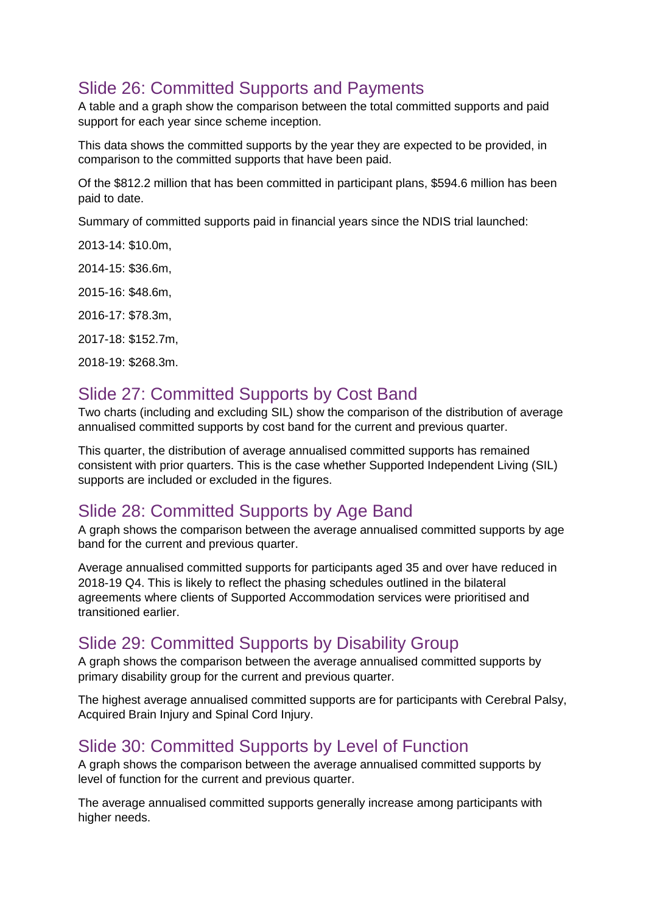## Slide 26: Committed Supports and Payments

A table and a graph show the comparison between the total committed supports and paid support for each year since scheme inception.

This data shows the committed supports by the year they are expected to be provided, in comparison to the committed supports that have been paid.

Of the $812.2 million that has been committed in participant plans, $594.6 million has been paid to date.

Summary of committed supports paid in financial years since the NDIS trial launched:

2013-14: $10.0m,

2014-15: $36.6m,

2015-16: $48.6m,

2016-17: $78.3m,

2017-18: $152.7m,

2018-19: $268.3m.

## Slide 27: Committed Supports by Cost Band

Two charts (including and excluding SIL) show the comparison of the distribution of average annualised committed supports by cost band for the current and previous quarter.

This quarter, the distribution of average annualised committed supports has remained consistent with prior quarters. This is the case whether Supported Independent Living (SIL) supports are included or excluded in the figures.

## Slide 28: Committed Supports by Age Band

A graph shows the comparison between the average annualised committed supports by age band for the current and previous quarter.

Average annualised committed supports for participants aged 35 and over have reduced in 2018-19 Q4. This is likely to reflect the phasing schedules outlined in the bilateral agreements where clients of Supported Accommodation services were prioritised and transitioned earlier.

## Slide 29: Committed Supports by Disability Group

A graph shows the comparison between the average annualised committed supports by primary disability group for the current and previous quarter.

The highest average annualised committed supports are for participants with Cerebral Palsy, Acquired Brain Injury and Spinal Cord Injury.

## Slide 30: Committed Supports by Level of Function

A graph shows the comparison between the average annualised committed supports by level of function for the current and previous quarter.

The average annualised committed supports generally increase among participants with higher needs.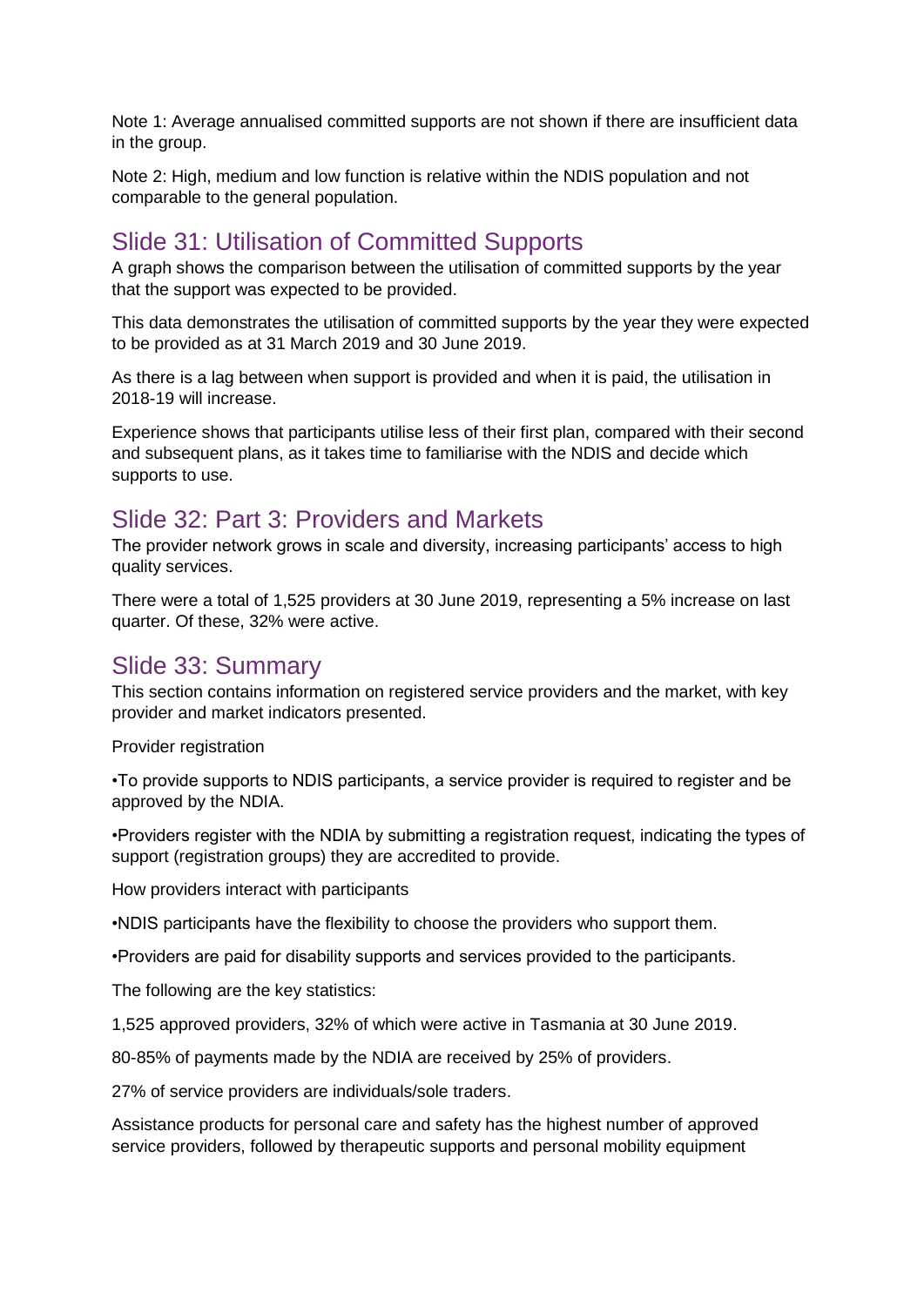Note 1: Average annualised committed supports are not shown if there are insufficient data in the group.

Note 2: High, medium and low function is relative within the NDIS population and not comparable to the general population.

## Slide 31: Utilisation of Committed Supports

A graph shows the comparison between the utilisation of committed supports by the year that the support was expected to be provided.

This data demonstrates the utilisation of committed supports by the year they were expected to be provided as at 31 March 2019 and 30 June 2019.

As there is a lag between when support is provided and when it is paid, the utilisation in 2018-19 will increase.

Experience shows that participants utilise less of their first plan, compared with their second and subsequent plans, as it takes time to familiarise with the NDIS and decide which supports to use.

## Slide 32: Part 3: Providers and Markets

The provider network grows in scale and diversity, increasing participants' access to high quality services.

There were a total of 1,525 providers at 30 June 2019, representing a 5% increase on last quarter. Of these, 32% were active.

## Slide 33: Summary

This section contains information on registered service providers and the market, with key provider and market indicators presented.

Provider registration

•To provide supports to NDIS participants, a service provider is required to register and be approved by the NDIA.

•Providers register with the NDIA by submitting a registration request, indicating the types of support (registration groups) they are accredited to provide.

How providers interact with participants

•NDIS participants have the flexibility to choose the providers who support them.

•Providers are paid for disability supports and services provided to the participants.

The following are the key statistics:

1,525 approved providers, 32% of which were active in Tasmania at 30 June 2019.

80-85% of payments made by the NDIA are received by 25% of providers.

27% of service providers are individuals/sole traders.

Assistance products for personal care and safety has the highest number of approved service providers, followed by therapeutic supports and personal mobility equipment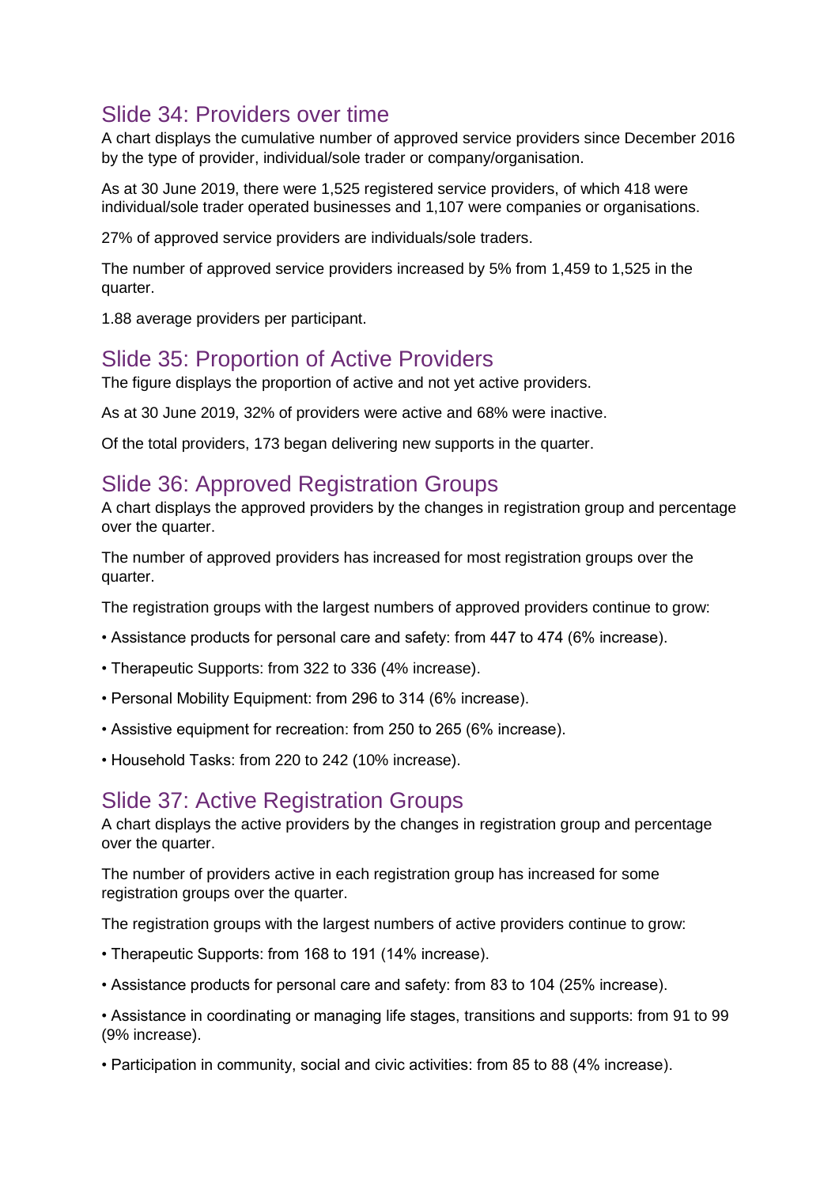## Slide 34: Providers over time

A chart displays the cumulative number of approved service providers since December 2016 by the type of provider, individual/sole trader or company/organisation.

As at 30 June 2019, there were 1,525 registered service providers, of which 418 were individual/sole trader operated businesses and 1,107 were companies or organisations.

27% of approved service providers are individuals/sole traders.

The number of approved service providers increased by 5% from 1,459 to 1,525 in the quarter.

1.88 average providers per participant.

## Slide 35: Proportion of Active Providers

The figure displays the proportion of active and not yet active providers.

As at 30 June 2019, 32% of providers were active and 68% were inactive.

Of the total providers, 173 began delivering new supports in the quarter.

## Slide 36: Approved Registration Groups

A chart displays the approved providers by the changes in registration group and percentage over the quarter.

The number of approved providers has increased for most registration groups over the quarter.

The registration groups with the largest numbers of approved providers continue to grow:

- Assistance products for personal care and safety: from 447 to 474 (6% increase).
- Therapeutic Supports: from 322 to 336 (4% increase).
- Personal Mobility Equipment: from 296 to 314 (6% increase).
- Assistive equipment for recreation: from 250 to 265 (6% increase).
- Household Tasks: from 220 to 242 (10% increase).

## Slide 37: Active Registration Groups

A chart displays the active providers by the changes in registration group and percentage over the quarter.

The number of providers active in each registration group has increased for some registration groups over the quarter.

The registration groups with the largest numbers of active providers continue to grow:

- Therapeutic Supports: from 168 to 191 (14% increase).
- Assistance products for personal care and safety: from 83 to 104 (25% increase).
- Assistance in coordinating or managing life stages, transitions and supports: from 91 to 99 (9% increase).
- Participation in community, social and civic activities: from 85 to 88 (4% increase).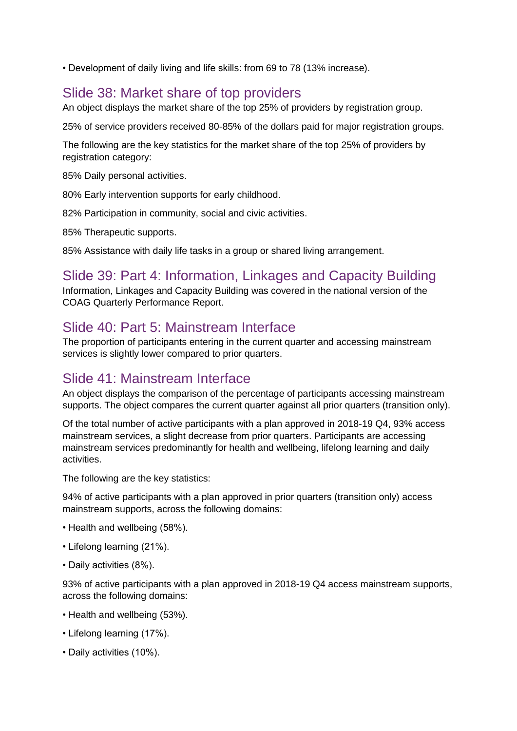• Development of daily living and life skills: from 69 to 78 (13% increase).

## Slide 38: Market share of top providers

An object displays the market share of the top 25% of providers by registration group.

25% of service providers received 80-85% of the dollars paid for major registration groups.

The following are the key statistics for the market share of the top 25% of providers by registration category:

85% Daily personal activities.

80% Early intervention supports for early childhood.

82% Participation in community, social and civic activities.

85% Therapeutic supports.

85% Assistance with daily life tasks in a group or shared living arrangement.

## Slide 39: Part 4: Information, Linkages and Capacity Building

Information, Linkages and Capacity Building was covered in the national version of the COAG Quarterly Performance Report.

## Slide 40: Part 5: Mainstream Interface

The proportion of participants entering in the current quarter and accessing mainstream services is slightly lower compared to prior quarters.

## Slide 41: Mainstream Interface

An object displays the comparison of the percentage of participants accessing mainstream supports. The object compares the current quarter against all prior quarters (transition only).

Of the total number of active participants with a plan approved in 2018-19 Q4, 93% access mainstream services, a slight decrease from prior quarters. Participants are accessing mainstream services predominantly for health and wellbeing, lifelong learning and daily activities.

The following are the key statistics:

94% of active participants with a plan approved in prior quarters (transition only) access mainstream supports, across the following domains:

• Health and wellbeing (58%).

• Lifelong learning (21%).

• Daily activities (8%).

93% of active participants with a plan approved in 2018-19 Q4 access mainstream supports, across the following domains:

• Health and wellbeing (53%).

• Lifelong learning (17%).

• Daily activities (10%).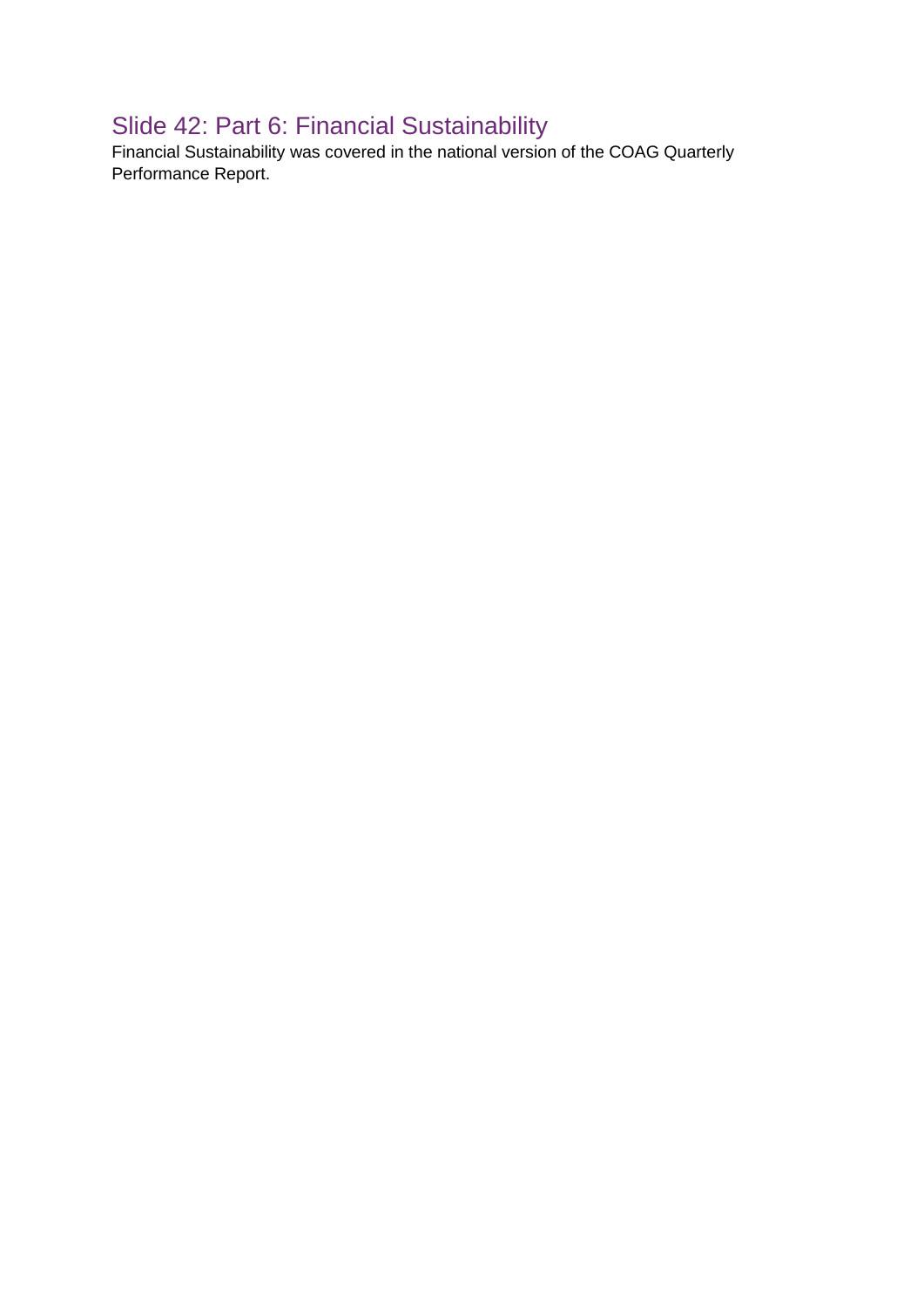## Slide 42: Part 6: Financial Sustainability

Financial Sustainability was covered in the national version of the COAG Quarterly Performance Report.